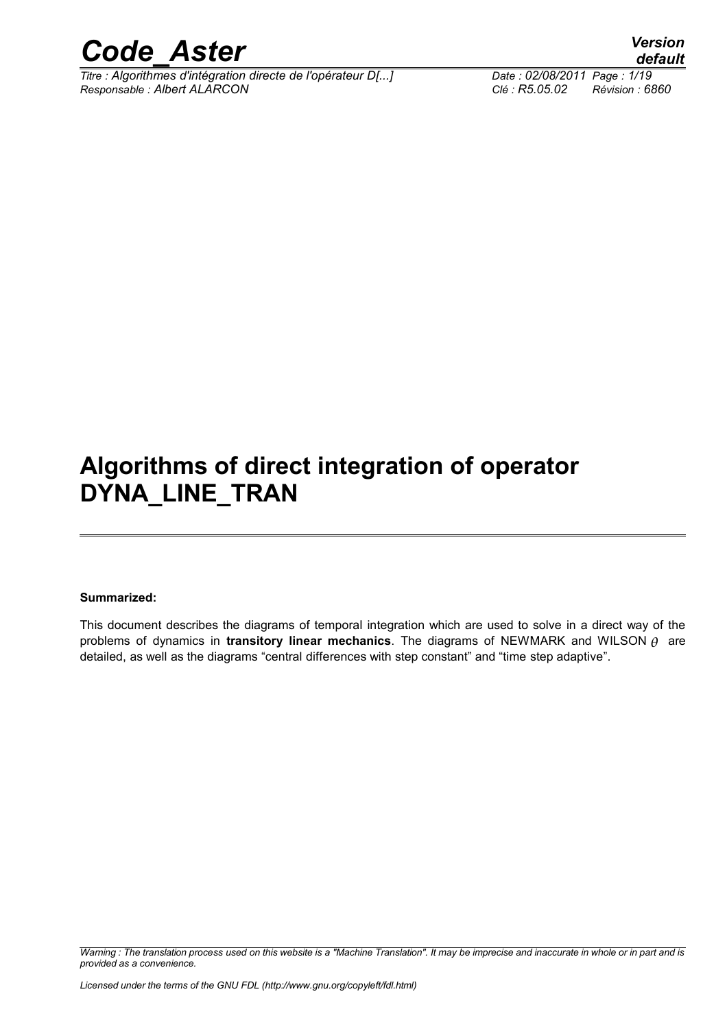# Algorithms of direct integration of operator DYNA_LINE_TRAN

**Summarized:**

This document describes the diagrams of temporal integration which are used to solve in a direct way of the problems of dynamics in **transitory linear mechanics**. The diagrams of NEWMARK and WILSON $\theta$ are detailed, as well as the diagrams "central differences with step constant" and "time step adaptive".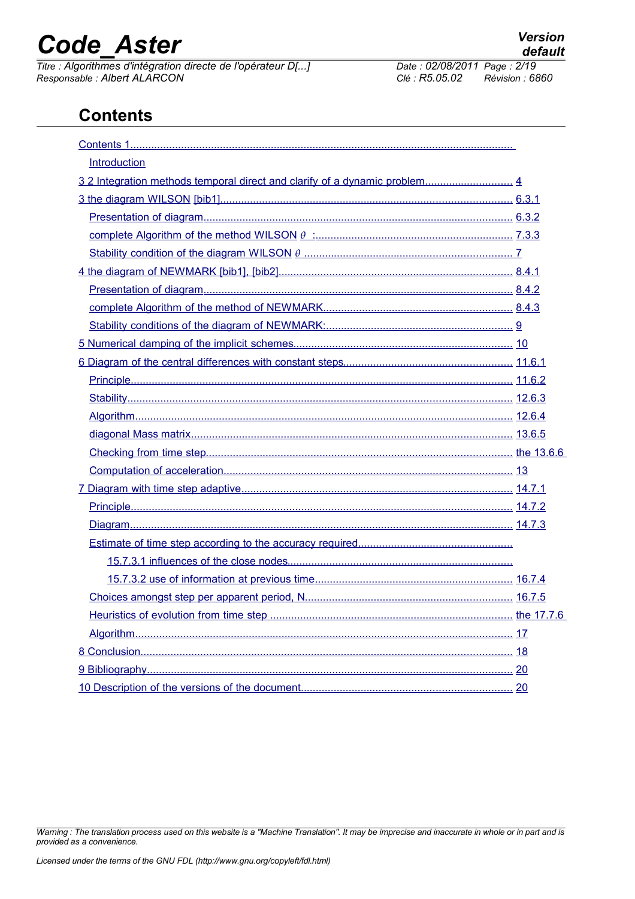# Contents

Contents 1

Introduction

3 2 Integration methods temporal direct and clarify of a dynamic problem 4

3 the diagram WILSON [bib1] 6.3.1

Presentation of diagram 6.3.2

complete Algorithm of the method WILSON $\theta$ : 7.3.3

Stability condition of the diagram WILSON $\theta$ 7

4 the diagram of NEWMARK [bib1], [bib2] 8.4.1

Presentation of diagram 8.4.2

complete Algorithm of the method of NEWMARK 8.4.3

Stability conditions of the diagram of NEWMARK: 9

5 Numerical damping of the implicit schemes 10

6 Diagram of the central differences with constant steps 11.6.1

Principle 11.6.2

Stability 12.6.3

Algorithm 12.6.4

diagonal Mass matrix 13.6.5

Checking from time step the 13.6.6

Computation of acceleration 13

7 Diagram with time step adaptive 14.7.1

Principle 14.7.2

Diagram 14.7.3

Estimate of time step according to the accuracy required

15.7.3.1 influences of the close nodes

15.7.3.2 use of information at previous time 16.7.4

Choices amongst step per apparent period, N 16.7.5

Heuristics of evolution from time step the 17.7.6

Algorithm 17

8 Conclusion 18

9 Bibliography 20

10 Description of the versions of the document 20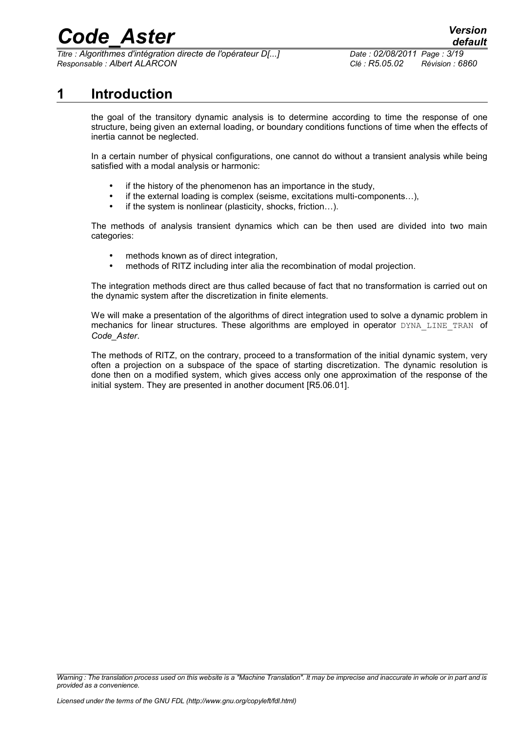# 1 Introduction

the goal of the transitory dynamic analysis is to determine according to time the response of one structure, being given an external loading, or boundary conditions functions of time when the effects of inertia cannot be neglected.

In a certain number of physical configurations, one cannot do without a transient analysis while being satisfied with a modal analysis or harmonic:

- if the history of the phenomenon has an importance in the study,
- if the external loading is complex (seisme, excitations multi-components…),
- if the system is nonlinear (plasticity, shocks, friction…).

The methods of analysis transient dynamics which can be then used are divided into two main categories:

- methods known as of direct integration,
- methods of RITZ including inter alia the recombination of modal projection.

The integration methods direct are thus called because of fact that no transformation is carried out on the dynamic system after the discretization in finite elements.

We will make a presentation of the algorithms of direct integration used to solve a dynamic problem in mechanics for linear structures. These algorithms are employed in operator `DYNA_LINE_TRAN` of *Code_Aster*.

The methods of RITZ, on the contrary, proceed to a transformation of the initial dynamic system, very often a projection on a subspace of the space of starting discretization. The dynamic resolution is done then on a modified system, which gives access only one approximation of the response of the initial system. They are presented in another document [R5.06.01].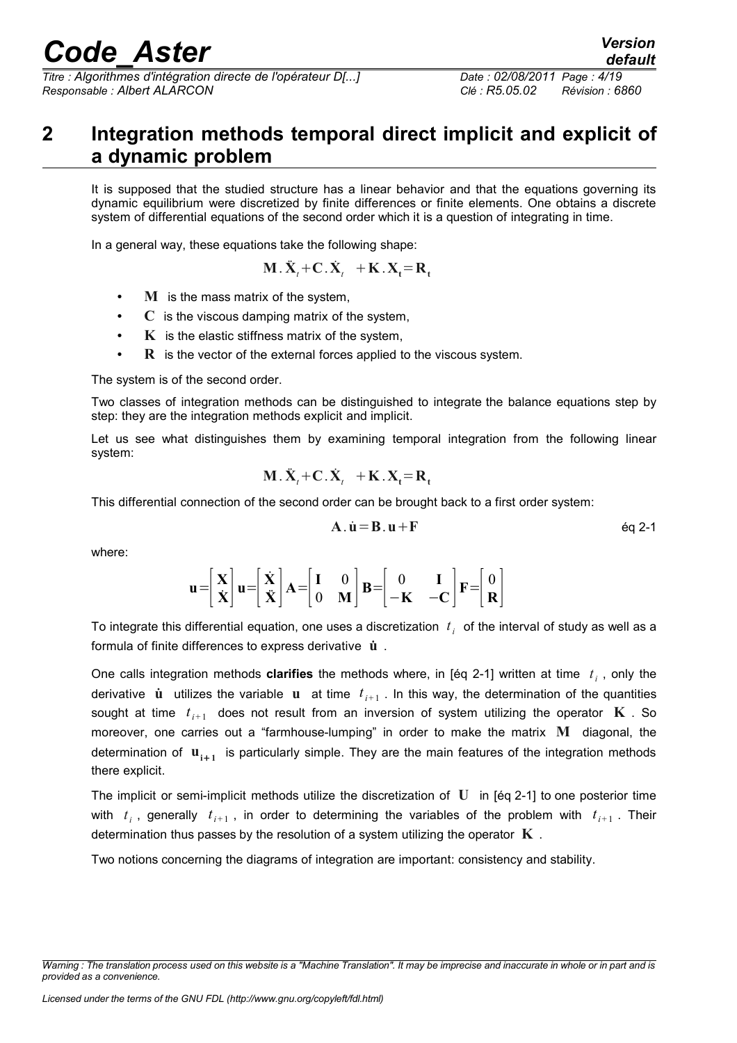# 2 Integration methods temporal direct implicit and explicit of a dynamic problem

It is supposed that the studied structure has a linear behavior and that the equations governing its dynamic equilibrium were discretized by finite differences or finite elements. One obtains a discrete system of differential equations of the second order which it is a question of integrating in time.

In a general way, these equations take the following shape:

$$\mathbf{M}.\ddot{\mathbf{X}}_t+\mathbf{C}.\dot{\mathbf{X}}_t \ \ +\mathbf{K}.\mathbf{X_t}=\mathbf{R_t}$$

- $\mathbf{M}$ is the mass matrix of the system,
- $\mathbf{C}$ is the viscous damping matrix of the system,
- $\mathbf{K}$ is the elastic stiffness matrix of the system,
- $\mathbf{R}$ is the vector of the external forces applied to the viscous system.

The system is of the second order.

Two classes of integration methods can be distinguished to integrate the balance equations step by step: they are the integration methods explicit and implicit.

Let us see what distinguishes them by examining temporal integration from the following linear system:

$$\mathbf{M}.\ddot{\mathbf{X}}_t+\mathbf{C}.\dot{\mathbf{X}}_t \ \ +\mathbf{K}.\mathbf{X_t}=\mathbf{R_t}$$

This differential connection of the second order can be brought back to a first order system:

$$\mathbf{A}.\dot{\mathbf{u}}=\mathbf{B}.\mathbf{u}+\mathbf{F} \qquad \text{éq 2-1}$$

where:

$$\mathbf{u}=\begin{bmatrix}\mathbf{X}\\ \dot{\mathbf{X}}\end{bmatrix}\mathbf{u}=\begin{bmatrix}\dot{\mathbf{X}}\\ \ddot{\mathbf{X}}\end{bmatrix}\mathbf{A}=\begin{bmatrix}\mathbf{I} & 0\\ 0 & \mathbf{M}\end{bmatrix}\mathbf{B}=\begin{bmatrix}0 & \mathbf{I}\\ -\mathbf{K} & -\mathbf{C}\end{bmatrix}\mathbf{F}=\begin{bmatrix}0\\ \mathbf{R}\end{bmatrix}$$

To integrate this differential equation, one uses a discretization $t_i$ of the interval of study as well as a formula of finite differences to express derivative $\dot{\mathbf{u}}$.

One calls integration methods **clarifies** the methods where, in [éq 2-1] written at time $t_i$, only the derivative $\dot{\mathbf{u}}$ utilizes the variable $\mathbf{u}$ at time $t_{i+1}$. In this way, the determination of the quantities sought at time $t_{i+1}$ does not result from an inversion of system utilizing the operator $\mathbf{K}$. So moreover, one carries out a "farmhouse-lumping" in order to make the matrix $\mathbf{M}$ diagonal, the determination of $\mathbf{u_{i+1}}$ is particularly simple. They are the main features of the integration methods there explicit.

The implicit or semi-implicit methods utilize the discretization of $\mathbf{U}$ in [éq 2-1] to one posterior time with $t_i$, generally $t_{i+1}$, in order to determining the variables of the problem with $t_{i+1}$. Their determination thus passes by the resolution of a system utilizing the operator $\mathbf{K}$.

Two notions concerning the diagrams of integration are important: consistency and stability.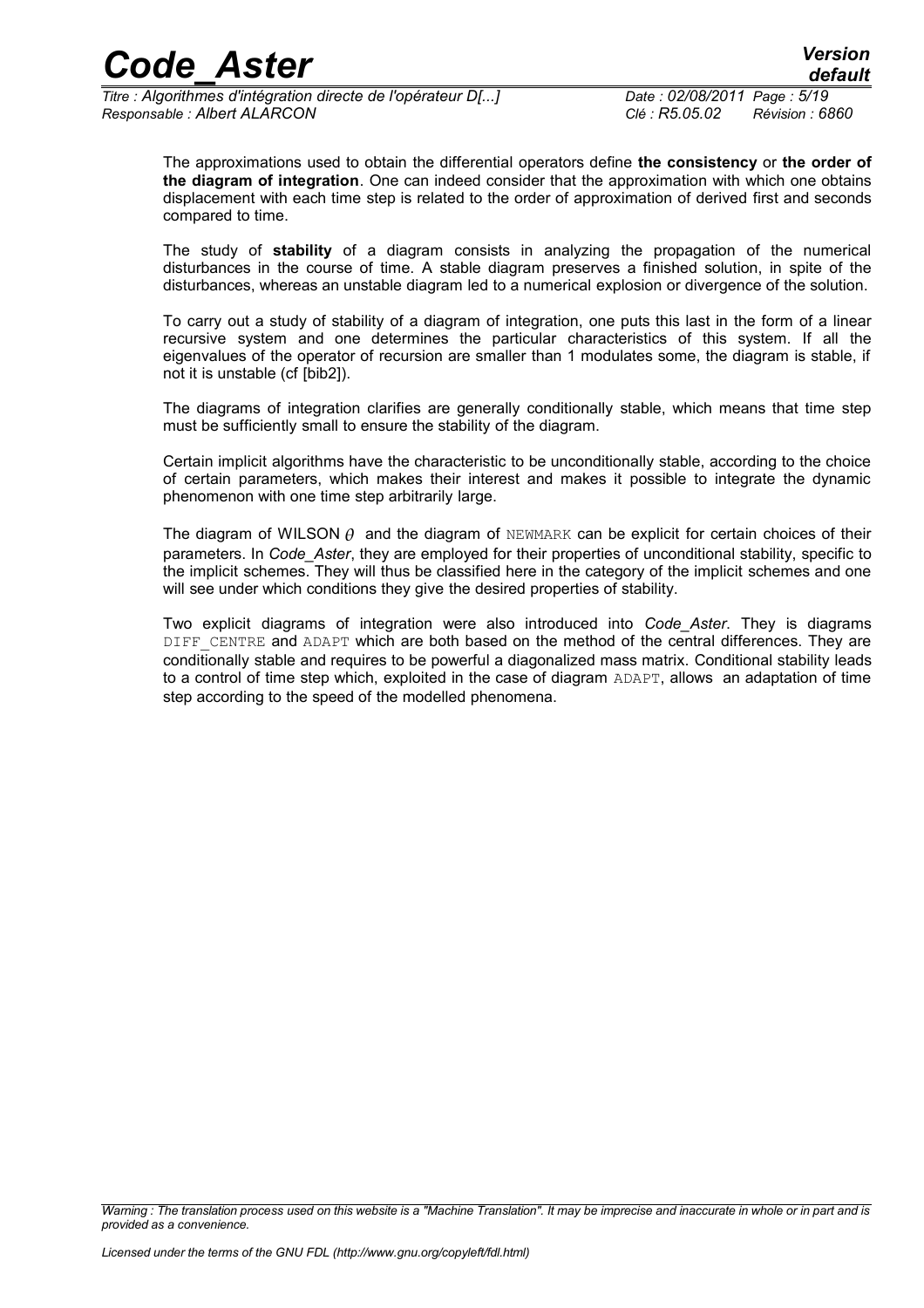The approximations used to obtain the differential operators define **the consistency** or **the order of the diagram of integration**. One can indeed consider that the approximation with which one obtains displacement with each time step is related to the order of approximation of derived first and seconds compared to time.

The study of **stability** of a diagram consists in analyzing the propagation of the numerical disturbances in the course of time. A stable diagram preserves a finished solution, in spite of the disturbances, whereas an unstable diagram led to a numerical explosion or divergence of the solution.

To carry out a study of stability of a diagram of integration, one puts this last in the form of a linear recursive system and one determines the particular characteristics of this system. If all the eigenvalues of the operator of recursion are smaller than 1 modulates some, the diagram is stable, if not it is unstable (cf [bib2]).

The diagrams of integration clarifies are generally conditionally stable, which means that time step must be sufficiently small to ensure the stability of the diagram.

Certain implicit algorithms have the characteristic to be unconditionally stable, according to the choice of certain parameters, which makes their interest and makes it possible to integrate the dynamic phenomenon with one time step arbitrarily large.

The diagram of WILSON $\theta$ and the diagram of `NEWMARK` can be explicit for certain choices of their parameters. In *Code_Aster*, they are employed for their properties of unconditional stability, specific to the implicit schemes. They will thus be classified here in the category of the implicit schemes and one will see under which conditions they give the desired properties of stability.

Two explicit diagrams of integration were also introduced into *Code_Aster*. They is diagrams `DIFF_CENTRE` and `ADAPT` which are both based on the method of the central differences. They are conditionally stable and requires to be powerful a diagonalized mass matrix. Conditional stability leads to a control of time step which, exploited in the case of diagram `ADAPT`, allows an adaptation of time step according to the speed of the modelled phenomena.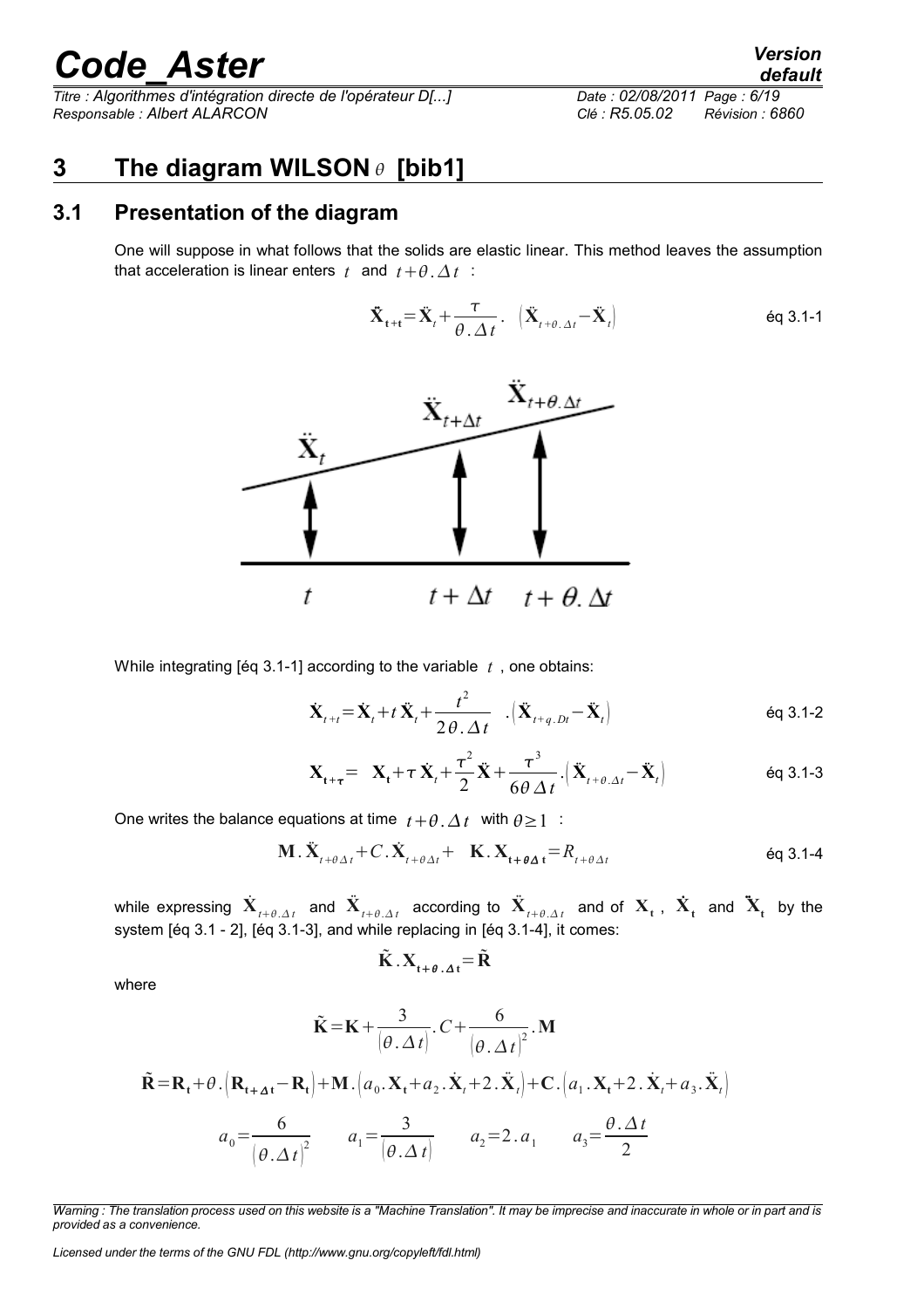# 3 The diagram WILSON $\theta$ [bib1]

## 3.1 Presentation of the diagram

One will suppose in what follows that the solids are elastic linear. This method leaves the assumption that acceleration is linear enters $t$ and $t+\theta.\Delta t$ :

$$\ddot{\mathbf{X}}_{\mathbf{t+t}} = \ddot{\mathbf{X}}_t + \frac{\tau}{\theta.\Delta t}.\ \left(\ddot{\mathbf{X}}_{t+\theta.\Delta t} - \ddot{\mathbf{X}}_t\right) \qquad \text{éq 3.1-1}$$

While integrating [éq 3.1-1] according to the variable $t$ , one obtains:

$$\dot{\mathbf{X}}_{t+t} = \dot{\mathbf{X}}_t + t\,\ddot{\mathbf{X}}_t + \frac{t^2}{2\theta.\Delta t}\ .\left(\ddot{\mathbf{X}}_{t+q.Dt} - \ddot{\mathbf{X}}_t\right) \qquad \text{éq 3.1-2}$$

$$\mathbf{X}_{\mathbf{t+\tau}} = \ \mathbf{X}_{\mathbf{t}} + \tau\,\dot{\mathbf{X}}_t + \frac{\tau^2}{2}\ddot{\mathbf{X}} + \frac{\tau^3}{6\theta\,\Delta t}.\left(\ddot{\mathbf{X}}_{t+\theta.\Delta t} - \ddot{\mathbf{X}}_t\right) \qquad \text{éq 3.1-3}$$

One writes the balance equations at time $t+\theta.\Delta t$ with $\theta \geq 1$ :

$$\mathbf{M}.\ddot{\mathbf{X}}_{t+\theta\Delta t} + C.\dot{\mathbf{X}}_{t+\theta\Delta t} + \ \mathbf{K}.\mathbf{X}_{\mathbf{t+\theta\Delta t}} = R_{t+\theta\Delta t} \qquad \text{éq 3.1-4}$$

while expressing $\dot{\mathbf{X}}_{t+\theta.\Delta t}$ and $\ddot{\mathbf{X}}_{t+\theta.\Delta t}$ according to $\ddot{\mathbf{X}}_{t+\theta.\Delta t}$ and of $\mathbf{X}_{\mathbf{t}}$ , $\dot{\mathbf{X}}_{\mathbf{t}}$ and $\ddot{\mathbf{X}}_{\mathbf{t}}$ by the system [éq 3.1 - 2], [éq 3.1-3], and while replacing in [éq 3.1-4], it comes:

$$\tilde{\mathbf{K}}.\mathbf{X}_{\mathbf{t+\theta.\Delta t}} = \tilde{\mathbf{R}}$$

where

$$\tilde{\mathbf{K}} = \mathbf{K} + \frac{3}{(\theta.\Delta t)}.C + \frac{6}{(\theta.\Delta t)^2}.\mathbf{M}$$

$$\tilde{\mathbf{R}} = \mathbf{R}_{\mathbf{t}} + \theta.\left(\mathbf{R}_{\mathbf{t+\Delta t}} - \mathbf{R}_{\mathbf{t}}\right) + \mathbf{M}.\left(a_0.\mathbf{X}_{\mathbf{t}} + a_2.\dot{\mathbf{X}}_t + 2.\ddot{\mathbf{X}}_t\right) + \mathbf{C}.\left(a_1.\mathbf{X}_{\mathbf{t}} + 2.\dot{\mathbf{X}}_t + a_3.\ddot{\mathbf{X}}_t\right)$$

$$a_0 = \frac{6}{(\theta.\Delta t)^2} \qquad a_1 = \frac{3}{(\theta.\Delta t)} \qquad a_2 = 2.a_1 \qquad a_3 = \frac{\theta.\Delta t}{2}$$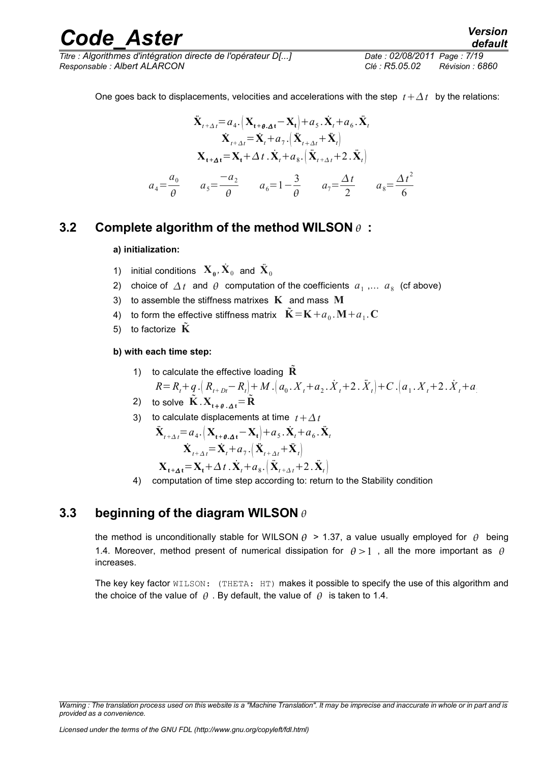One goes back to displacements, velocities and accelerations with the step $t+\Delta t$ by the relations:

$$\ddot{\mathbf{X}}_{t+\Delta t}=a_4.\left(\mathbf{X}_{\mathbf{t}+\boldsymbol{\theta}.\boldsymbol{\Delta}\mathbf{t}}-\mathbf{X}_{\mathbf{t}}\right)+a_5.\dot{\mathbf{X}}_t+a_6.\ddot{\mathbf{X}}_t$$

$$\dot{\mathbf{X}}_{t+\Delta t}=\dot{\mathbf{X}}_t+a_7.\left(\ddot{\mathbf{X}}_{t+\Delta t}+\ddot{\mathbf{X}}_t\right)$$

$$\mathbf{X}_{\mathbf{t}+\boldsymbol{\Delta}\mathbf{t}}=\mathbf{X}_{\mathbf{t}}+\Delta t.\dot{\mathbf{X}}_t+a_8.\left(\ddot{\mathbf{X}}_{t+\Delta t}+2.\ddot{\mathbf{X}}_t\right)$$

$$a_4=\frac{a_0}{\theta} \qquad a_5=\frac{-a_2}{\theta} \qquad a_6=1-\frac{3}{\theta} \qquad a_7=\frac{\Delta t}{2} \qquad a_8=\frac{\Delta t^2}{6}$$

## 3.2 Complete algorithm of the method WILSON $\theta$ :

**a) initialization:**

1) initial conditions $\mathbf{X}_{\mathbf{0}}, \dot{\mathbf{X}}_0$ and $\ddot{\mathbf{X}}_0$
2) choice of $\Delta t$ and $\theta$ computation of the coefficients $a_1$ ,... $a_8$ (cf above)
3) to assemble the stiffness matrixes $\mathbf{K}$ and mass $\mathbf{M}$
4) to form the effective stiffness matrix $\tilde{\mathbf{K}}=\mathbf{K}+a_0.\mathbf{M}+a_1.\mathbf{C}$
5) to factorize $\tilde{\mathbf{K}}$

**b) with each time step:**

1) to calculate the effective loading $\tilde{\mathbf{R}}$

   $R=R_t+q.\left(R_{t+Dt}-R_t\right)+M.\left(a_0.X_t+a_2.\dot{X}_t+2.\ddot{X}_t\right)+C.\left(a_1.X_t+2.\dot{X}_t+a\right.$
2) to solve $\tilde{\mathbf{K}}.\mathbf{X}_{\mathbf{t}+\boldsymbol{\theta}.\boldsymbol{\Delta}\mathbf{t}}=\tilde{\mathbf{R}}$
3) to calculate displacements at time $t+\Delta t$

   $$\ddot{\mathbf{X}}_{t+\Delta t}=a_4.\left(\mathbf{X}_{\mathbf{t}+\boldsymbol{\theta}.\boldsymbol{\Delta}\mathbf{t}}-\mathbf{X}_{\mathbf{t}}\right)+a_5.\dot{\mathbf{X}}_t+a_6.\ddot{\mathbf{X}}_t$$

   $$\dot{\mathbf{X}}_{t+\Delta t}=\dot{\mathbf{X}}_t+a_7.\left(\ddot{\mathbf{X}}_{t+\Delta t}+\ddot{\mathbf{X}}_t\right)$$

   $$\mathbf{X}_{\mathbf{t}+\boldsymbol{\Delta}\mathbf{t}}=\mathbf{X}_{\mathbf{t}}+\Delta t.\dot{\mathbf{X}}_t+a_8.\left(\ddot{\mathbf{X}}_{t+\Delta t}+2.\ddot{\mathbf{X}}_t\right)$$
4) computation of time step according to: return to the Stability condition

## 3.3 beginning of the diagram WILSON $\theta$

the method is unconditionally stable for WILSON $\theta$ > 1.37, a value usually employed for $\theta$ being 1.4. Moreover, method present of numerical dissipation for $\theta>1$ , all the more important as $\theta$ increases.

The key key factor `WILSON: (THETA: HT)` makes it possible to specify the use of this algorithm and the choice of the value of $\theta$ . By default, the value of $\theta$ is taken to 1.4.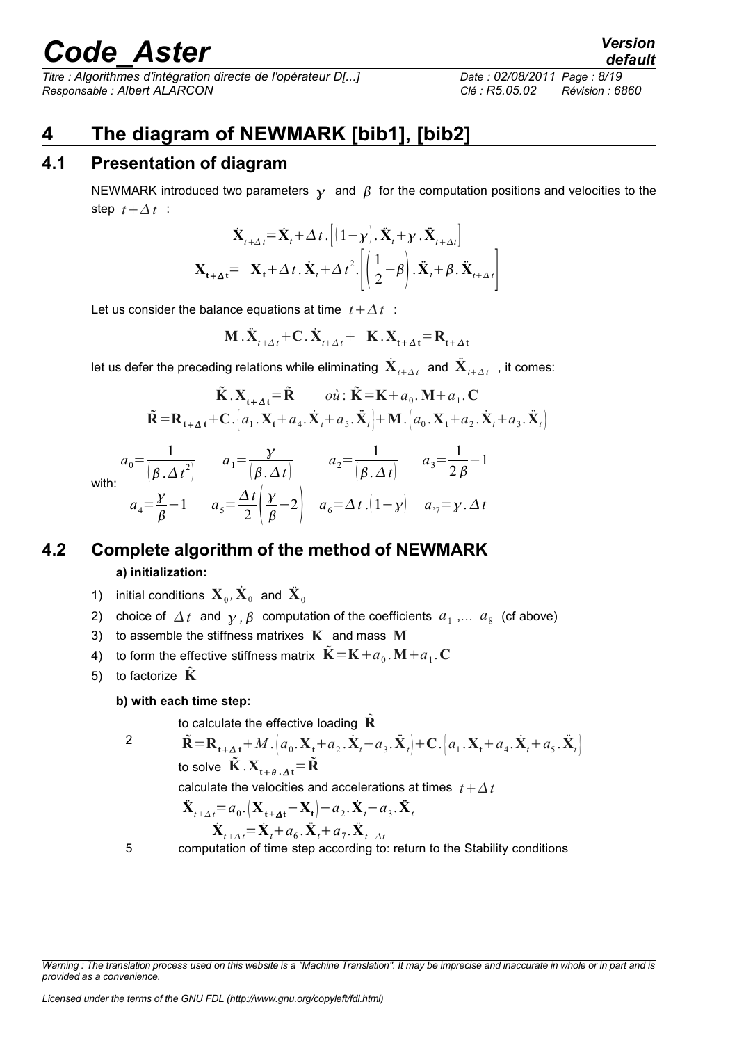# 4 The diagram of NEWMARK [bib1], [bib2]

## 4.1 Presentation of diagram

NEWMARK introduced two parameters $\gamma$ and $\beta$ for the computation positions and velocities to the step $t+\Delta t$ :

$$\dot{\mathbf{X}}_{t+\Delta t}=\dot{\mathbf{X}}_t+\Delta t.\left[(1-\gamma).\ddot{\mathbf{X}}_t+\gamma.\ddot{\mathbf{X}}_{t+\Delta t}\right]$$

$$\mathbf{X}_{\mathbf{t+\Delta t}}=\mathbf{X}_{\mathbf{t}}+\Delta t.\dot{\mathbf{X}}_t+\Delta t^2.\left[\left(\frac{1}{2}-\beta\right).\ddot{\mathbf{X}}_t+\beta.\ddot{\mathbf{X}}_{t+\Delta t}\right]$$

Let us consider the balance equations at time $t+\Delta t$ :

$$\mathbf{M}.\ddot{\mathbf{X}}_{t+\Delta t}+\mathbf{C}.\dot{\mathbf{X}}_{t+\Delta t}+\mathbf{K}.\mathbf{X}_{\mathbf{t+\Delta t}}=\mathbf{R}_{\mathbf{t+\Delta t}}$$

let us defer the preceding relations while eliminating $\dot{\mathbf{X}}_{t+\Delta t}$ and $\ddot{\mathbf{X}}_{t+\Delta t}$ , it comes:

$$\tilde{\mathbf{K}}.\mathbf{X}_{\mathbf{t+\Delta t}}=\tilde{\mathbf{R}} \qquad où: \tilde{\mathbf{K}}=\mathbf{K}+a_0.\mathbf{M}+a_1.\mathbf{C}$$

$$\tilde{\mathbf{R}}=\mathbf{R}_{\mathbf{t+\Delta t}}+\mathbf{C}.\left(a_1.\mathbf{X}_{\mathbf{t}}+a_4.\dot{\mathbf{X}}_t+a_5.\ddot{\mathbf{X}}_t\right)+\mathbf{M}.\left(a_0.\mathbf{X}_{\mathbf{t}}+a_2.\dot{\mathbf{X}}_t+a_3.\ddot{\mathbf{X}}_t\right)$$

with:

$$a_0=\frac{1}{\left(\beta.\Delta t^2\right)} \qquad a_1=\frac{\gamma}{(\beta.\Delta t)} \qquad a_2=\frac{1}{(\beta.\Delta t)} \qquad a_3=\frac{1}{2\beta}-1$$

$$a_4=\frac{\gamma}{\beta}-1 \qquad a_5=\frac{\Delta t}{2}\left(\frac{\gamma}{\beta}-2\right) \qquad a_6=\Delta t.(1-\gamma) \qquad a_7=\gamma.\Delta t$$

## 4.2 Complete algorithm of the method of NEWMARK

**a) initialization:**

1) initial conditions $\mathbf{X}_{\mathbf{0}}, \dot{\mathbf{X}}_0$ and $\ddot{\mathbf{X}}_0$
2) choice of $\Delta t$ and $\gamma, \beta$ computation of the coefficients $a_1$ ,... $a_8$ (cf above)
3) to assemble the stiffness matrixes $\mathbf{K}$ and mass $\mathbf{M}$
4) to form the effective stiffness matrix $\tilde{\mathbf{K}}=\mathbf{K}+a_0.\mathbf{M}+a_1.\mathbf{C}$
5) to factorize $\tilde{\mathbf{K}}$

**b) with each time step:**

to calculate the effective loading $\tilde{\mathbf{R}}$

2 $\tilde{\mathbf{R}}=\mathbf{R}_{\mathbf{t+\Delta t}}+M.\left(a_0.\mathbf{X}_{\mathbf{t}}+a_2.\dot{\mathbf{X}}_t+a_3.\ddot{\mathbf{X}}_t\right)+\mathbf{C}.\left(a_1.\mathbf{X}_{\mathbf{t}}+a_4.\dot{\mathbf{X}}_t+a_5.\ddot{\mathbf{X}}_t\right)$

to solve $\tilde{\mathbf{K}}.\mathbf{X}_{\mathbf{t+\theta.\Delta t}}=\tilde{\mathbf{R}}$

calculate the velocities and accelerations at times $t+\Delta t$

$$\ddot{\mathbf{X}}_{t+\Delta t}=a_0.\left(\mathbf{X}_{\mathbf{t+\Delta t}}-\mathbf{X}_{\mathbf{t}}\right)-a_2.\dot{\mathbf{X}}_t-a_3.\ddot{\mathbf{X}}_t$$

$$\dot{\mathbf{X}}_{t+\Delta t}=\dot{\mathbf{X}}_t+a_6.\ddot{\mathbf{X}}_t+a_7.\ddot{\mathbf{X}}_{t+\Delta t}$$

5 computation of time step according to: return to the Stability conditions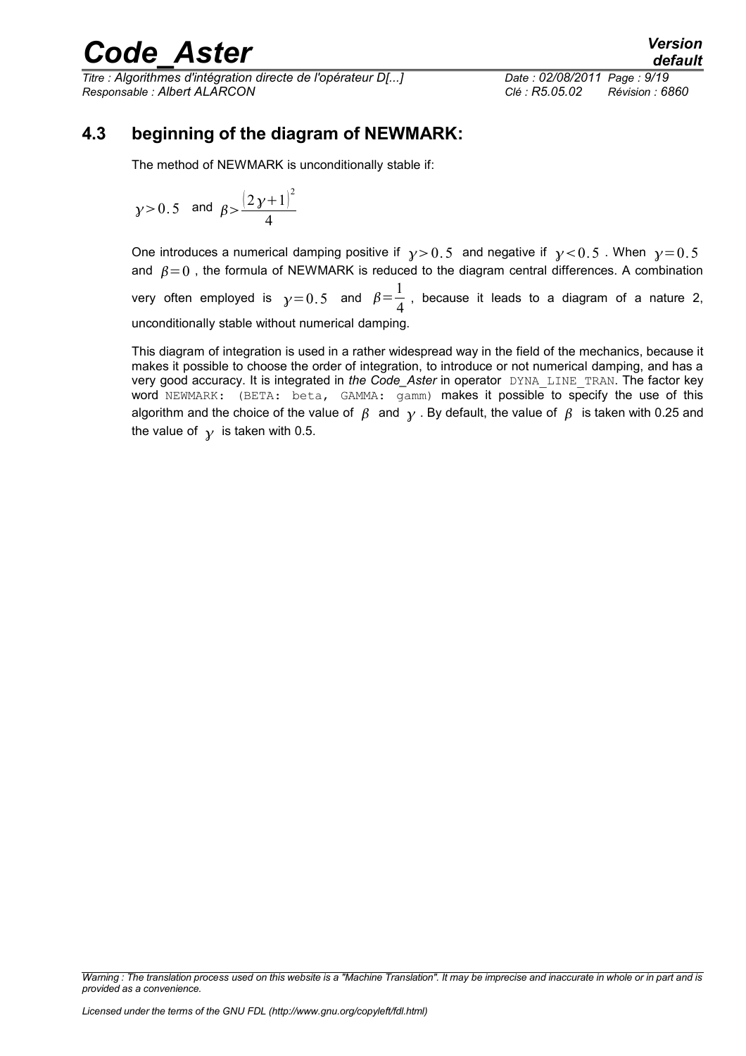## 4.3 beginning of the diagram of NEWMARK:

The method of NEWMARK is unconditionally stable if:

$$\gamma > 0.5 \quad \text{and} \quad \beta > \frac{(2\gamma+1)^2}{4}$$

One introduces a numerical damping positive if $\gamma > 0.5$ and negative if $\gamma < 0.5$. When $\gamma = 0.5$ and $\beta = 0$, the formula of NEWMARK is reduced to the diagram central differences. A combination very often employed is $\gamma = 0.5$ and $\beta = \frac{1}{4}$, because it leads to a diagram of a nature 2, unconditionally stable without numerical damping.

This diagram of integration is used in a rather widespread way in the field of the mechanics, because it makes it possible to choose the order of integration, to introduce or not numerical damping, and has a very good accuracy. It is integrated in *the Code_Aster* in operator `DYNA_LINE_TRAN`. The factor key word `NEWMARK: (BETA: beta, GAMMA: gamm)` makes it possible to specify the use of this algorithm and the choice of the value of $\beta$ and $\gamma$. By default, the value of $\beta$ is taken with 0.25 and the value of $\gamma$ is taken with 0.5.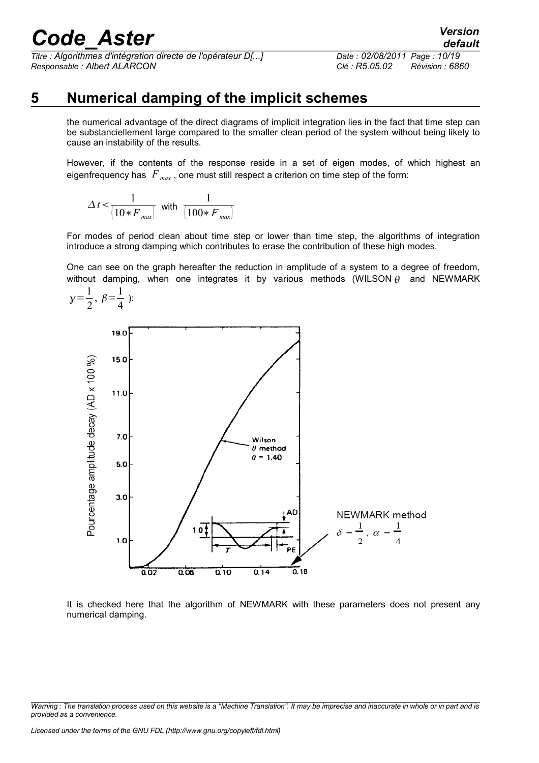# 5 Numerical damping of the implicit schemes

the numerical advantage of the direct diagrams of implicit integration lies in the fact that time step can be substanciellement large compared to the smaller clean period of the system without being likely to cause an instability of the results.

However, if the contents of the response reside in a set of eigen modes, of which highest an eigenfrequency has $F_{max}$, one must still respect a criterion on time step of the form:

$$\Delta t < \frac{1}{(10 * F_{max})} \text{ with } \frac{1}{(100 * F_{max})}$$

For modes of period clean about time step or lower than time step, the algorithms of integration introduce a strong damping which contributes to erase the contribution of these high modes.

One can see on the graph hereafter the reduction in amplitude of a system to a degree of freedom, without damping, when one integrates it by various methods (WILSON $\theta$ and NEWMARK $\gamma = \frac{1}{2}$, $\beta = \frac{1}{4}$ ):

NEWMARK method
$\delta = \frac{1}{2}$, $\alpha = \frac{1}{4}$

It is checked here that the algorithm of NEWMARK with these parameters does not present any numerical damping.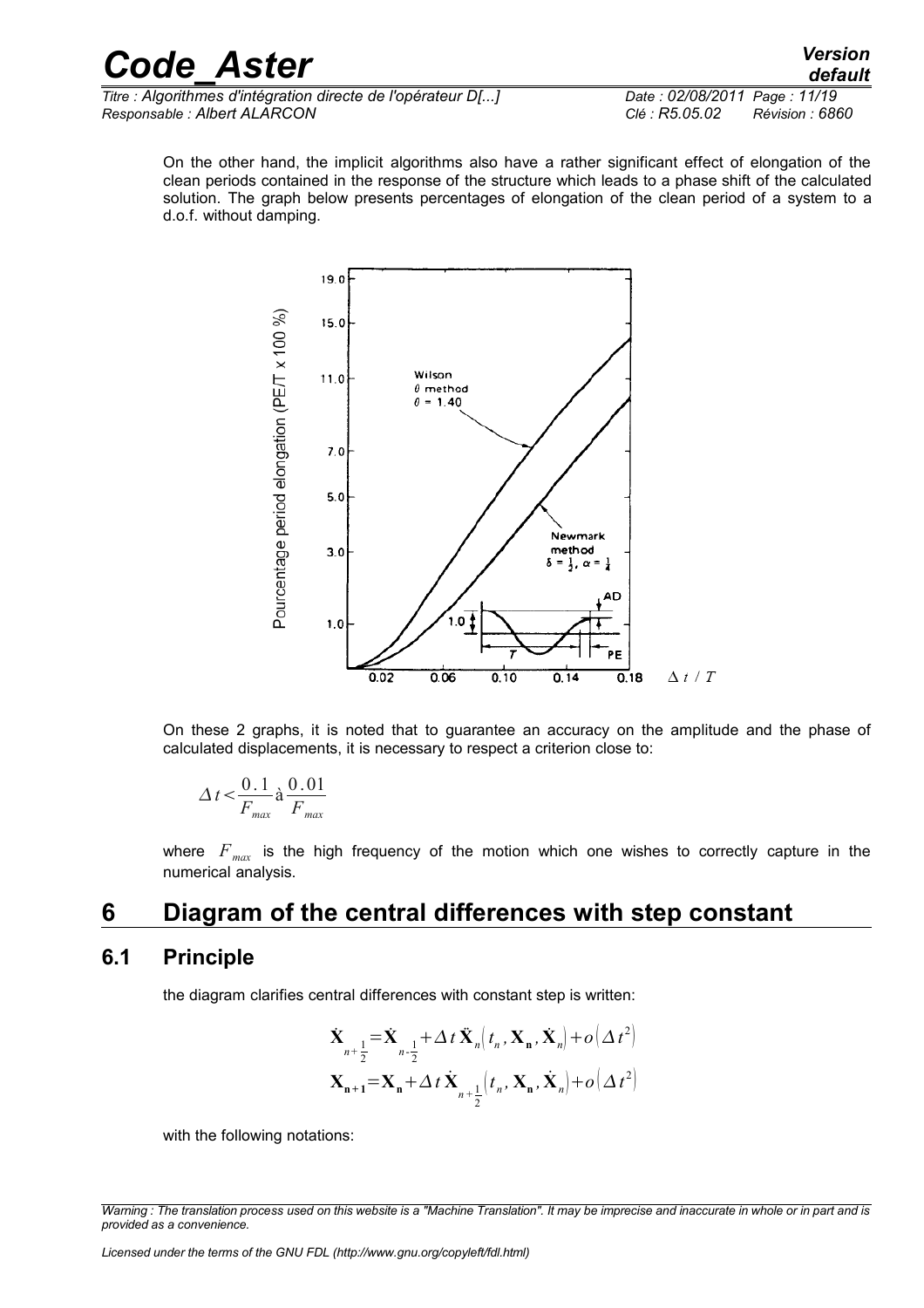On the other hand, the implicit algorithms also have a rather significant effect of elongation of the clean periods contained in the response of the structure which leads to a phase shift of the calculated solution. The graph below presents percentages of elongation of the clean period of a system to a d.o.f. without damping.

On these 2 graphs, it is noted that to guarantee an accuracy on the amplitude and the phase of calculated displacements, it is necessary to respect a criterion close to:

$$\Delta t < \frac{0.1}{F_{max}} \text{à} \frac{0.01}{F_{max}}$$

where $F_{max}$ is the high frequency of the motion which one wishes to correctly capture in the numerical analysis.

# 6 Diagram of the central differences with step constant

## 6.1 Principle

the diagram clarifies central differences with constant step is written:

$$\dot{\mathbf{X}}_{n+\frac{1}{2}} = \dot{\mathbf{X}}_{n-\frac{1}{2}} + \Delta t \, \ddot{\mathbf{X}}_n \left( t_n, \mathbf{X}_\mathbf{n}, \dot{\mathbf{X}}_n \right) + o\left( \Delta t^2 \right)$$

$$\mathbf{X}_{\mathbf{n+1}} = \mathbf{X}_\mathbf{n} + \Delta t \, \dot{\mathbf{X}}_{n+\frac{1}{2}} \left( t_n, \mathbf{X}_\mathbf{n}, \dot{\mathbf{X}}_n \right) + o\left( \Delta t^2 \right)$$

with the following notations: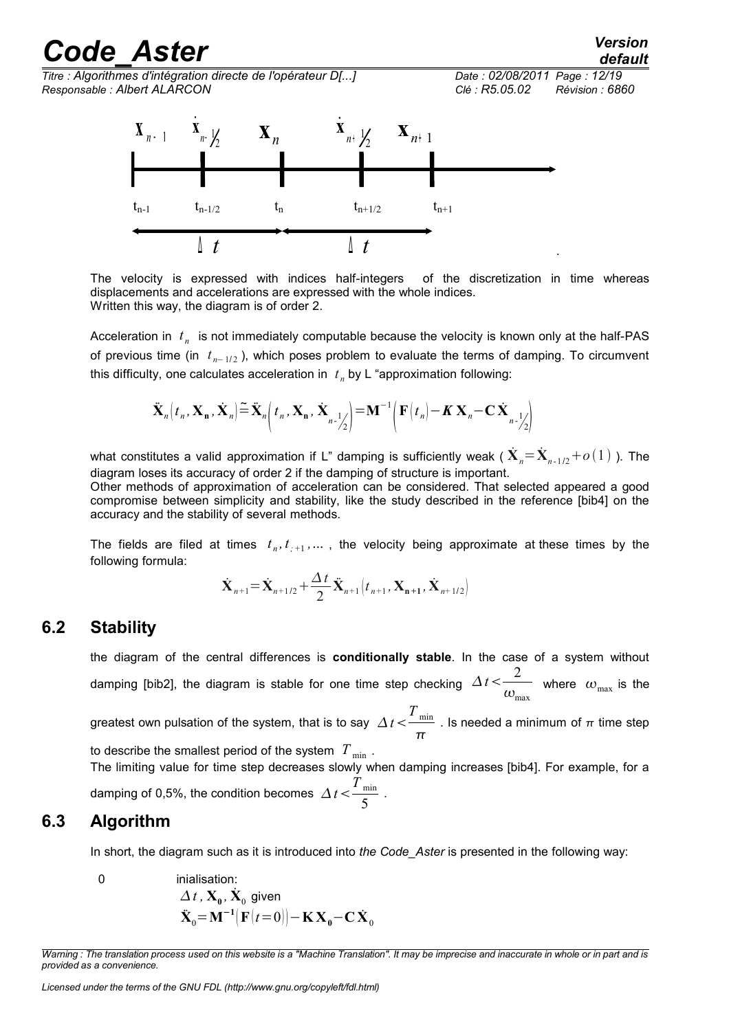$\mathbf{X}_{n-1}$ $\dot{\mathbf{X}}_{n-1/2}$ $\mathbf{X}_n$ $\dot{\mathbf{X}}_{n+1/2}$ $\mathbf{X}_{n+1}$

$t_{n-1}$ $t_{n-1/2}$ $t_n$ $t_{n+1/2}$ $t_{n+1}$

$\Delta t$ $\Delta t$

The velocity is expressed with indices half-integers of the discretization in time whereas displacements and accelerations are expressed with the whole indices.
Written this way, the diagram is of order 2.

Acceleration in $t_n$ is not immediately computable because the velocity is known only at the half-PAS of previous time (in $t_{n-1/2}$ ), which poses problem to evaluate the terms of damping. To circumvent this difficulty, one calculates acceleration in $t_n$ by L "approximation following:

$$\ddot{\mathbf{X}}_n\left(t_n, \mathbf{X}_\mathbf{n}, \dot{\mathbf{X}}_n\right) \tilde{=} \ddot{\mathbf{X}}_n\left(t_n, \mathbf{X}_\mathbf{n}, \dot{\mathbf{X}}_{n-1/2}\right) = \mathbf{M}^{-1}\left(\mathbf{F}\left(t_n\right) - \boldsymbol{K}\,\mathbf{X}_n - \mathbf{C}\,\dot{\mathbf{X}}_{n-1/2}\right)$$

what constitutes a valid approximation if L" damping is sufficiently weak ( $\dot{\mathbf{X}}_n = \dot{\mathbf{X}}_{n-1/2} + o(1)$ ). The diagram loses its accuracy of order 2 if the damping of structure is important.
Other methods of approximation of acceleration can be considered. That selected appeared a good compromise between simplicity and stability, like the study described in the reference [bib4] on the accuracy and the stability of several methods.

The fields are filed at times $t_n, t_{n+1}, \ldots$ , the velocity being approximate at these times by the following formula:

$$\dot{\mathbf{X}}_{n+1} = \dot{\mathbf{X}}_{n+1/2} + \frac{\Delta t}{2}\ddot{\mathbf{X}}_{n+1}\left(t_{n+1}, \mathbf{X}_{\mathbf{n+1}}, \dot{\mathbf{X}}_{n+1/2}\right)$$

## 6.2 Stability

the diagram of the central differences is **conditionally stable**. In the case of a system without damping [bib2], the diagram is stable for one time step checking $\Delta t < \frac{2}{\omega_{\max}}$ where $\omega_{\max}$ is the greatest own pulsation of the system, that is to say $\Delta t < \frac{T_{\min}}{\pi}$ . Is needed a minimum of $\pi$ time step to describe the smallest period of the system $T_{\min}$ .
The limiting value for time step decreases slowly when damping increases [bib4]. For example, for a damping of 0,5%, the condition becomes $\Delta t < \frac{T_{\min}}{5}$ .

## 6.3 Algorithm

In short, the diagram such as it is introduced into *the Code_Aster* is presented in the following way:

0 inialisation:
$\Delta t$ , $\mathbf{X}_\mathbf{0}$, $\dot{\mathbf{X}}_0$ given
$\ddot{\mathbf{X}}_0 = \mathbf{M}^{-1}\left(\mathbf{F}(t=0)\right) - \mathbf{K}\,\mathbf{X}_\mathbf{0} - \mathbf{C}\,\dot{\mathbf{X}}_0$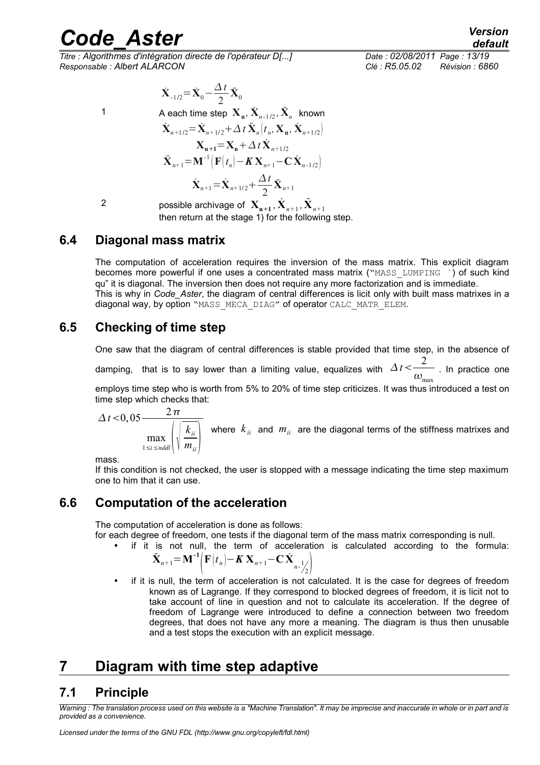$$\dot{\mathbf{X}}_{-1/2}=\dot{\mathbf{X}}_0-\frac{\Delta t}{2}\ddot{\mathbf{X}}_0$$

1 A each time step $\mathbf{X_n}, \dot{\mathbf{X}}_{n-1/2}, \ddot{\mathbf{X}}_n$ known

$$\dot{\mathbf{X}}_{n+1/2}=\dot{\mathbf{X}}_{n+1/2}+\Delta t\,\ddot{\mathbf{X}}_n\left(t_n, \mathbf{X_n}, \dot{\mathbf{X}}_{n+1/2}\right)$$

$$\mathbf{X_{n+1}}=\mathbf{X_n}+\Delta t\,\dot{\mathbf{X}}_{n+1/2}$$

$$\ddot{\mathbf{X}}_{n+1}=\mathbf{M}^{-1}\left(\mathbf{F}\left(t_n\right)-\boldsymbol{K}\,\mathbf{X}_{n+1}-\mathbf{C}\,\dot{\mathbf{X}}_{n-1/2}\right)$$

$$\dot{\mathbf{X}}_{n+1}=\dot{\mathbf{X}}_{n+1/2}+\frac{\Delta t}{2}\ddot{\mathbf{X}}_{n+1}$$

2 possible archivage of $\mathbf{X_{n+1}}, \dot{\mathbf{X}}_{n+1}, \ddot{\mathbf{X}}_{n+1}$
then return at the stage 1) for the following step.

## 6.4 Diagonal mass matrix

The computation of acceleration requires the inversion of the mass matrix. This explicit diagram becomes more powerful if one uses a concentrated mass matrix ("MASS_LUMPING `) of such kind qu" it is diagonal. The inversion then does not require any more factorization and is immediate.
This is why in *Code_Aster*, the diagram of central differences is licit only with built mass matrixes in a diagonal way, by option "MASS_MECA_DIAG" of operator CALC_MATR_ELEM.

## 6.5 Checking of time step

One saw that the diagram of central differences is stable provided that time step, in the absence of damping, that is to say lower than a limiting value, equalizes with $\Delta t<\frac{2}{\omega_{\max}}$. In practice one employs time step who is worth from 5% to 20% of time step criticizes. It was thus introduced a test on time step which checks that:

$$\Delta t<0,05\frac{2\pi}{\max\limits_{1\leq i\leq nddl}\left(\sqrt{\frac{k_{ii}}{m_{ii}}}\right)}$$

where $k_{ii}$ and $m_{ii}$ are the diagonal terms of the stiffness matrixes and mass.

If this condition is not checked, the user is stopped with a message indicating the time step maximum one to him that it can use.

## 6.6 Computation of the acceleration

The computation of acceleration is done as follows:
for each degree of freedom, one tests if the diagonal term of the mass matrix corresponding is null.

- if it is not null, the term of acceleration is calculated according to the formula: $\ddot{\mathbf{X}}_{n+1}=\mathbf{M}^{\mathbf{-1}}\left(\mathbf{F}\left(t_n\right)-\boldsymbol{K}\,\mathbf{X}_{n+1}-\mathbf{C}\,\dot{\mathbf{X}}_{n-\frac{1}{2}}\right)$
- if it is null, the term of acceleration is not calculated. It is the case for degrees of freedom known as of Lagrange. If they correspond to blocked degrees of freedom, it is licit not to take account of line in question and not to calculate its acceleration. If the degree of freedom of Lagrange were introduced to define a connection between two freedom degrees, that does not have any more a meaning. The diagram is thus then unusable and a test stops the execution with an explicit message.

# 7 Diagram with time step adaptive

## 7.1 Principle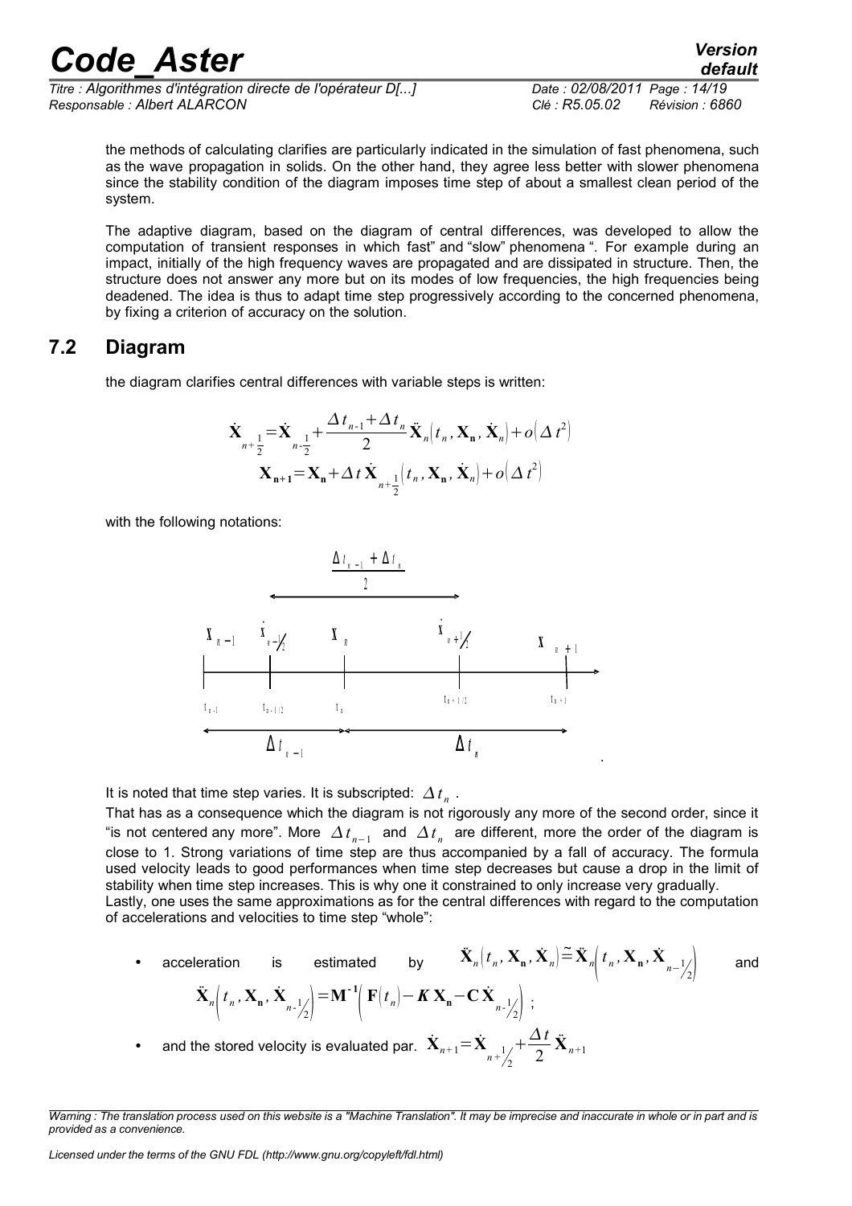the methods of calculating clarifies are particularly indicated in the simulation of fast phenomena, such as the wave propagation in solids. On the other hand, they agree less better with slower phenomena since the stability condition of the diagram imposes time step of about a smallest clean period of the system.

The adaptive diagram, based on the diagram of central differences, was developed to allow the computation of transient responses in which fast" and "slow" phenomena ". For example during an impact, initially of the high frequency waves are propagated and are dissipated in structure. Then, the structure does not answer any more but on its modes of low frequencies, the high frequencies being deadened. The idea is thus to adapt time step progressively according to the concerned phenomena, by fixing a criterion of accuracy on the solution.

## 7.2 Diagram

the diagram clarifies central differences with variable steps is written:

$$\dot{\mathbf{X}}_{n+\frac{1}{2}}=\dot{\mathbf{X}}_{n-\frac{1}{2}}+\frac{\Delta t_{n-1}+\Delta t_n}{2}\ddot{\mathbf{X}}_n\left(t_n,\mathbf{X}_\mathbf{n},\dot{\mathbf{X}}_n\right)+o\left(\Delta t^2\right)$$

$$\mathbf{X}_{\mathbf{n+1}}=\mathbf{X}_\mathbf{n}+\Delta t\,\dot{\mathbf{X}}_{n+\frac{1}{2}}\left(t_n,\mathbf{X}_\mathbf{n},\dot{\mathbf{X}}_n\right)+o\left(\Delta t^2\right)$$

with the following notations:

It is noted that time step varies. It is subscripted: $\Delta t_n$ .

That has as a consequence which the diagram is not rigorously any more of the second order, since it "is not centered any more". More $\Delta t_{n-1}$ and $\Delta t_n$ are different, more the order of the diagram is close to 1. Strong variations of time step are thus accompanied by a fall of accuracy. The formula used velocity leads to good performances when time step decreases but cause a drop in the limit of stability when time step increases. This is why one it constrained to only increase very gradually.

Lastly, one uses the same approximations as for the central differences with regard to the computation of accelerations and velocities to time step "whole":

- acceleration is estimated by $\ddot{\mathbf{X}}_n\left(t_n,\mathbf{X}_\mathbf{n},\dot{\mathbf{X}}_n\right)\tilde{=}\ddot{\mathbf{X}}_n\left(t_n,\mathbf{X}_\mathbf{n},\dot{\mathbf{X}}_{n-\frac{1}{2}}\right)$ and $\ddot{\mathbf{X}}_n\left(t_n,\mathbf{X}_\mathbf{n},\dot{\mathbf{X}}_{n-\frac{1}{2}}\right)=\mathbf{M}^{-1}\left(\mathbf{F}\left(t_n\right)-\boldsymbol{K}\,\mathbf{X}_\mathbf{n}-\mathbf{C}\,\dot{\mathbf{X}}_{n-\frac{1}{2}}\right)$ ;
- and the stored velocity is evaluated par. $\dot{\mathbf{X}}_{n+1}=\dot{\mathbf{X}}_{n+\frac{1}{2}}+\frac{\Delta t}{2}\ddot{\mathbf{X}}_{n+1}$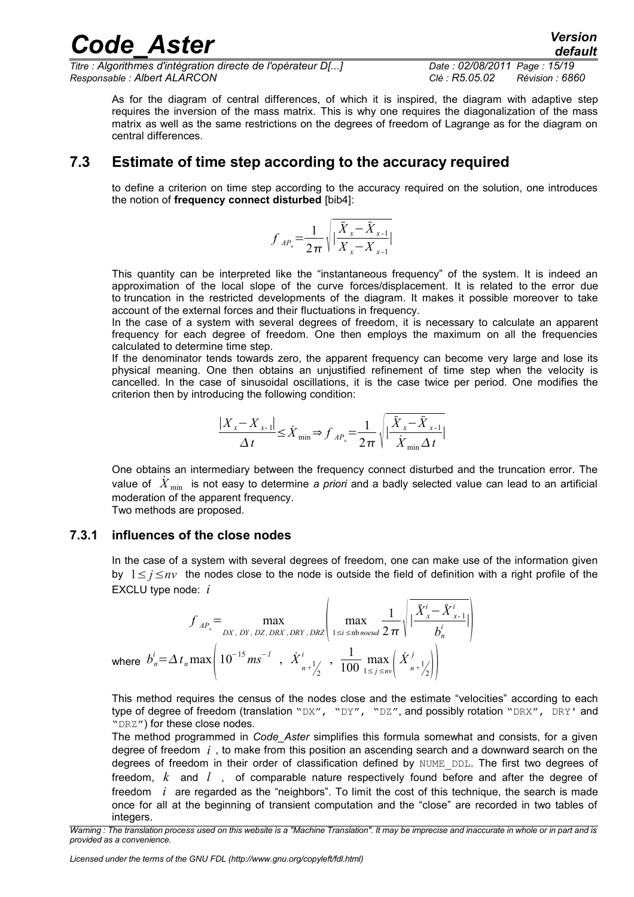As for the diagram of central differences, of which it is inspired, the diagram with adaptive step requires the inversion of the mass matrix. This is why one requires the diagonalization of the mass matrix as well as the same restrictions on the degrees of freedom of Lagrange as for the diagram on central differences.

## 7.3 Estimate of time step according to the accuracy required

to define a criterion on time step according to the accuracy required on the solution, one introduces the notion of **frequency connect disturbed** [bib4]:

$$f_{AP_n}=\frac{1}{2\pi}\sqrt{\left|\frac{\ddot{X}_x-\ddot{X}_{x-1}}{X_x-X_{x-1}}\right|}$$

This quantity can be interpreted like the "instantaneous frequency" of the system. It is indeed an approximation of the local slope of the curve forces/displacement. It is related to the error due to truncation in the restricted developments of the diagram. It makes it possible moreover to take account of the external forces and their fluctuations in frequency.

In the case of a system with several degrees of freedom, it is necessary to calculate an apparent frequency for each degree of freedom. One then employs the maximum on all the frequencies calculated to determine time step.

If the denominator tends towards zero, the apparent frequency can become very large and lose its physical meaning. One then obtains an unjustified refinement of time step when the velocity is cancelled. In the case of sinusoidal oscillations, it is the case twice per period. One modifies the criterion then by introducing the following condition:

$$\frac{|X_x-X_{x-1}|}{\Delta t}\leq \dot{X}_{\min}\Rightarrow f_{AP_n}=\frac{1}{2\pi}\sqrt{\left|\frac{\ddot{X}_x-\ddot{X}_{x-1}}{\dot{X}_{\min}\Delta t}\right|}$$

One obtains an intermediary between the frequency connect disturbed and the truncation error. The value of $\dot{X}_{\min}$ is not easy to determine *a priori* and a badly selected value can lead to an artificial moderation of the apparent frequency.

Two methods are proposed.

### 7.3.1 influences of the close nodes

In the case of a system with several degrees of freedom, one can make use of the information given by $1\leq j\leq nv$ the nodes close to the node is outside the field of definition with a right profile of the EXCLU type node: $i$

$$f_{AP_n}=\max_{DX,\,DY,\,DZ,\,DRX,\,DRY,\,DRZ}\left(\max_{1\leq i\leq \mathrm{nb}\,noeud}\frac{1}{2\pi}\sqrt{\left|\frac{\ddot{X}_x^i-\ddot{X}_{x-1}^i}{b_n^i}\right|}\right)$$

where $b_n^i=\Delta t_n\max\left(10^{-15}ms^{-1}\ ,\ \dot{X}^i_{n+\frac{1}{2}}\ ,\ \frac{1}{100}\max_{1\leq j\leq nv}\left(\dot{X}^j_{n+\frac{1}{2}}\right)\right)$

This method requires the census of the nodes close and the estimate "velocities" according to each type of degree of freedom (translation "DX", "DY", "DZ", and possibly rotation "DRX", DRY' and "DRZ") for these close nodes.

The method programmed in *Code_Aster* simplifies this formula somewhat and consists, for a given degree of freedom $i$, to make from this position an ascending search and a downward search on the degrees of freedom in their order of classification defined by NUME_DDL. The first two degrees of freedom, $k$ and $l$, of comparable nature respectively found before and after the degree of freedom $i$ are regarded as the "neighbors". To limit the cost of this technique, the search is made once for all at the beginning of transient computation and the "close" are recorded in two tables of integers.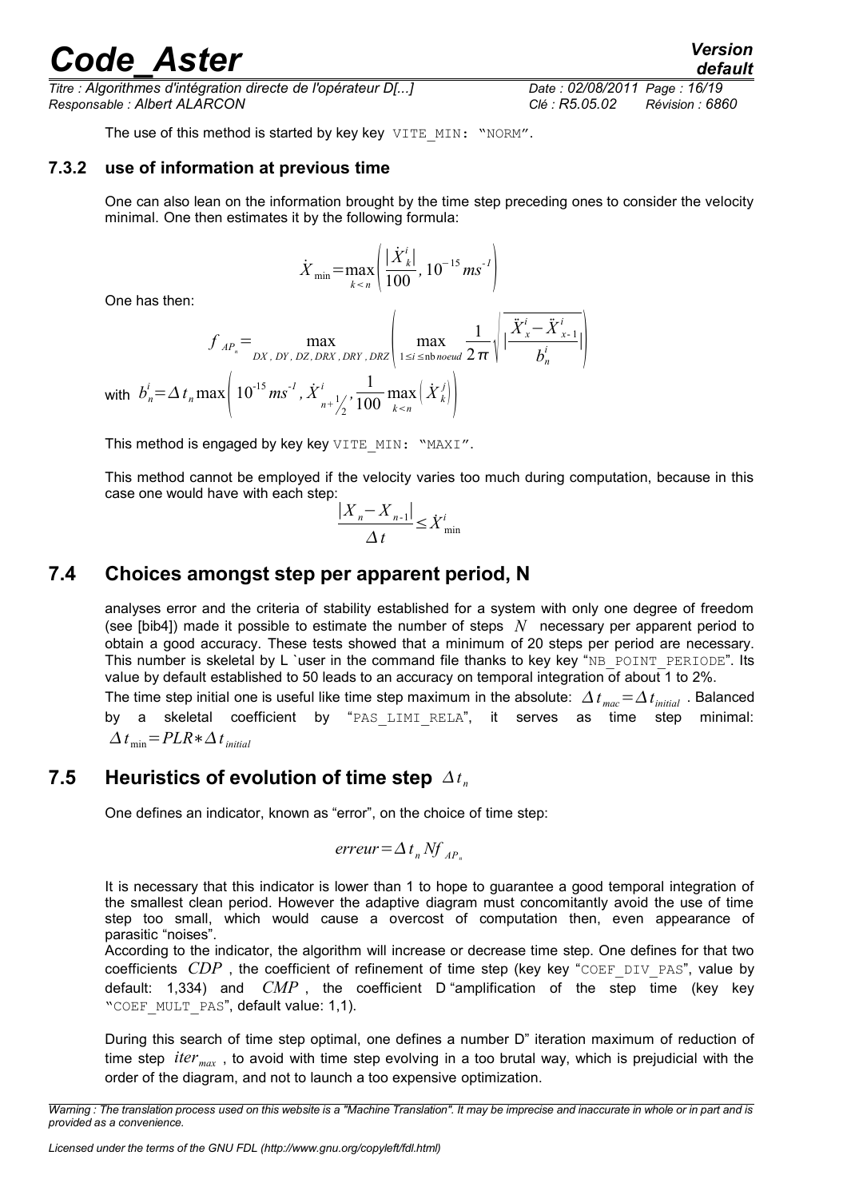The use of this method is started by key key `VITE_MIN: "NORM"`.

### 7.3.2 use of information at previous time

One can also lean on the information brought by the time step preceding ones to consider the velocity minimal. One then estimates it by the following formula:

$$\dot{X}_{\min}=\max_{k<n}\left(\frac{|\dot{X}_k^i|}{100},\,10^{-15}\,ms^{-1}\right)$$

One has then:

$$f_{AP_n}=\max_{DX,\,DY,\,DZ,\,DRX,\,DRY,\,DRZ}\left(\max_{1\le i\le \mathrm{nb}\,noeud}\frac{1}{2\pi}\sqrt{\left|\frac{\ddot{X}_x^i-\ddot{X}_{x-1}^i}{b_n^i}\right|}\right)$$

with $b_n^i=\Delta t_n \max\left(10^{-15}\,ms^{-1},\,\dot{X}^i_{n+1/2},\,\frac{1}{100}\max_{k<n}\left(\dot{X}_k^j\right)\right)$

This method is engaged by key key `VITE_MIN: "MAXI"`.

This method cannot be employed if the velocity varies too much during computation, because in this case one would have with each step:

$$\frac{|X_n-X_{n-1}|}{\Delta t}\le \dot{X}^i_{\min}$$

## 7.4 Choices amongst step per apparent period, N

analyses error and the criteria of stability established for a system with only one degree of freedom (see [bib4]) made it possible to estimate the number of steps $N$ necessary per apparent period to obtain a good accuracy. These tests showed that a minimum of 20 steps per period are necessary. This number is skeletal by L `user in the command file thanks to key key "`NB_POINT_PERIODE`". Its value by default established to 50 leads to an accuracy on temporal integration of about 1 to 2%.

The time step initial one is useful like time step maximum in the absolute: $\Delta t_{mac}=\Delta t_{initial}$ . Balanced by a skeletal coefficient by "`PAS_LIMI_RELA`", it serves as time step minimal: $\Delta t_{\min}=PLR*\Delta t_{initial}$

## 7.5 Heuristics of evolution of time step $\Delta t_n$

One defines an indicator, known as "error", on the choice of time step:

$$erreur=\Delta t_n N f_{AP_n}$$

It is necessary that this indicator is lower than 1 to hope to guarantee a good temporal integration of the smallest clean period. However the adaptive diagram must concomitantly avoid the use of time step too small, which would cause a overcost of computation then, even appearance of parasitic "noises".

According to the indicator, the algorithm will increase or decrease time step. One defines for that two coefficients $CDP$ , the coefficient of refinement of time step (key key "`COEF_DIV_PAS`", value by default: 1,334) and $CMP$ , the coefficient D "amplification of the step time (key key "`COEF_MULT_PAS`", default value: 1,1).

During this search of time step optimal, one defines a number D" iteration maximum of reduction of time step $iter_{max}$ , to avoid with time step evolving in a too brutal way, which is prejudicial with the order of the diagram, and not to launch a too expensive optimization.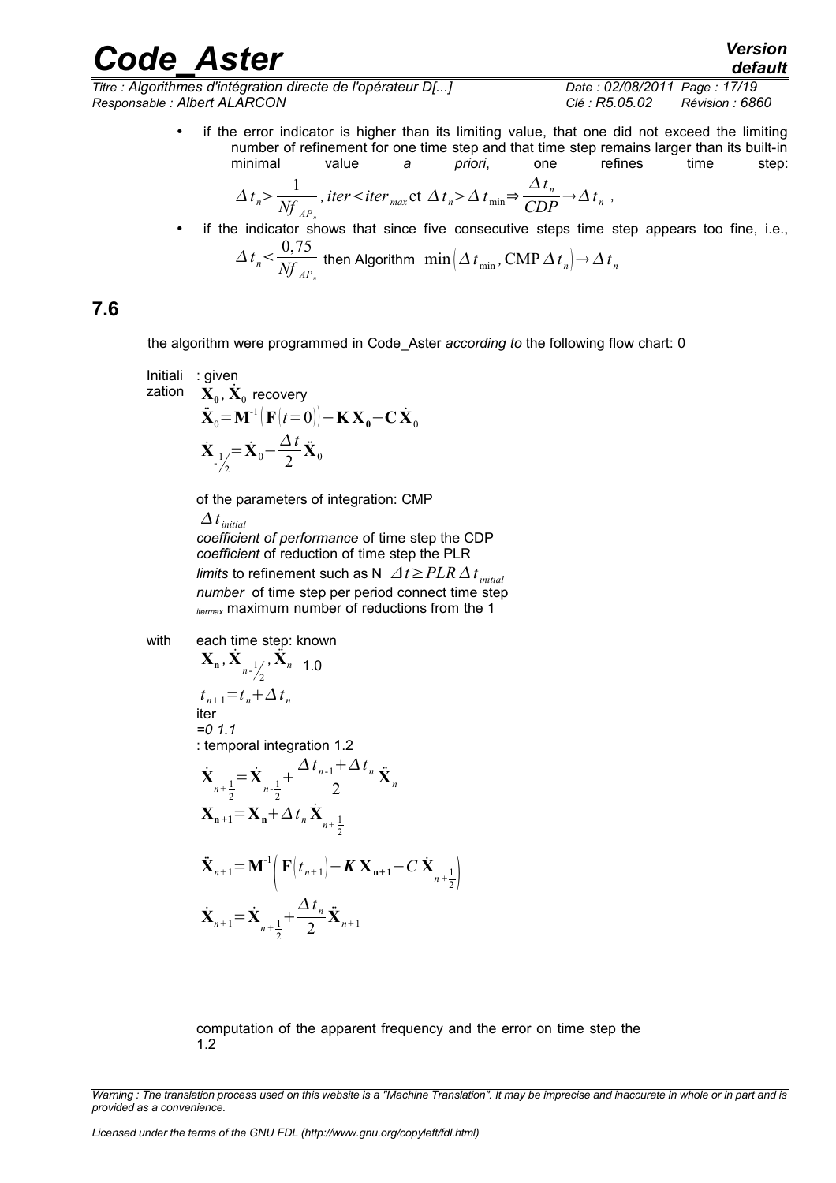- if the error indicator is higher than its limiting value, that one did not exceed the limiting number of refinement for one time step and that time step remains larger than its built-in minimal value *a priori*, one refines time step:

$$\Delta t_n > \frac{1}{Nf_{AP_n}}, iter < iter_{max} \text{ et } \Delta t_n > \Delta t_{\min} \Rightarrow \frac{\Delta t_n}{CDP} \rightarrow \Delta t_n ,$$

- if the indicator shows that since five consecutive steps time step appears too fine, i.e., $\Delta t_n < \frac{0{,}75}{Nf_{AP_n}}$ then Algorithm $\min\left(\Delta t_{\min}, \text{CMP}\,\Delta t_n\right) \rightarrow \Delta t_n$

## 7.6

the algorithm were programmed in Code_Aster *according to* the following flow chart: 0

Initialization : given $\mathbf{X_0}, \dot{\mathbf{X}}_0$ recovery

$$\ddot{\mathbf{X}}_0 = \mathbf{M}^{-1}\left(\mathbf{F}(t=0)\right) - \mathbf{K}\,\mathbf{X_0} - \mathbf{C}\,\dot{\mathbf{X}}_0$$

$$\dot{\mathbf{X}}_{-\frac{1}{2}} = \dot{\mathbf{X}}_0 - \frac{\Delta t}{2}\ddot{\mathbf{X}}_0$$

of the parameters of integration: CMP

$\Delta t_{initial}$

*coefficient of performance* of time step the CDP

*coefficient* of reduction of time step the PLR

*limits* to refinement such as N $\Delta t \geq PLR\,\Delta t_{initial}$

*number* of time step per period connect time step

$_{itermax}$ maximum number of reductions from the 1

with each time step: known

$\mathbf{X_n}, \dot{\mathbf{X}}_{n-\frac{1}{2}}, \ddot{\mathbf{X}}_n$ 1.0

$t_{n+1} = t_n + \Delta t_n$

iter

*=0 1.1*

: temporal integration 1.2

$$\dot{\mathbf{X}}_{n+\frac{1}{2}} = \dot{\mathbf{X}}_{n-\frac{1}{2}} + \frac{\Delta t_{n-1} + \Delta t_n}{2}\ddot{\mathbf{X}}_n$$

$$\mathbf{X_{n+1}} = \mathbf{X_n} + \Delta t_n\,\dot{\mathbf{X}}_{n+\frac{1}{2}}$$

$$\ddot{\mathbf{X}}_{n+1} = \mathbf{M}^{-1}\left(\mathbf{F}\left(t_{n+1}\right) - \boldsymbol{K}\,\mathbf{X_{n+1}} - C\,\dot{\mathbf{X}}_{n+\frac{1}{2}}\right)$$

$$\dot{\mathbf{X}}_{n+1} = \dot{\mathbf{X}}_{n+\frac{1}{2}} + \frac{\Delta t_n}{2}\ddot{\mathbf{X}}_{n+1}$$

computation of the apparent frequency and the error on time step the 1.2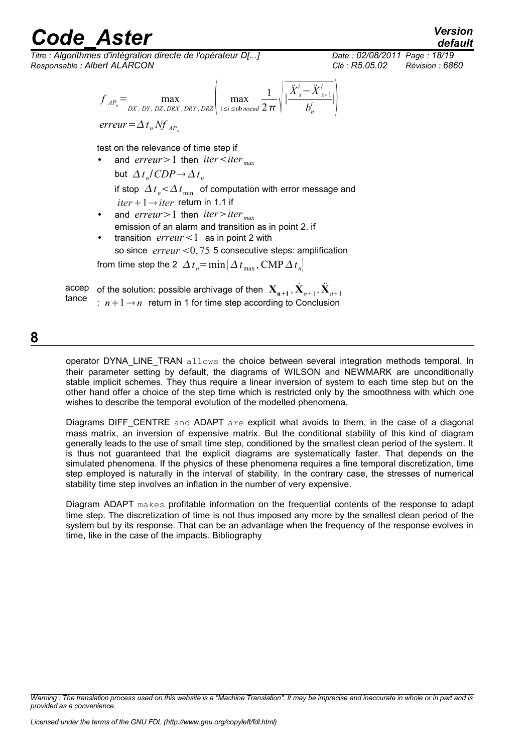$$f_{AP_n} = \max_{DX,\,DY,\,DZ,\,DRX,\,DRY,\,DRZ} \left( \max_{1 \le i \le \text{nb}\,noeud} \frac{1}{2\pi} \sqrt{\left| \frac{\ddot{X}_x^i - \ddot{X}_{x-1}^i}{b_n^i} \right|} \right)$$

$$erreur = \Delta t_n N f_{AP_n}$$

test on the relevance of time step if

- and $erreur > 1$ then $iter < iter_{max}$
  but $\Delta t_n / CDP \rightarrow \Delta t_n$
  if stop $\Delta t_n < \Delta t_{\min}$ of computation with error message and
  $iter + 1 \rightarrow iter$ return in 1.1 if
- and $erreur > 1$ then $iter > iter_{max}$
  emission of an alarm and transition as in point 2. if
- transition $erreur < 1$ as in point 2 with
  so since $erreur < 0,75$ 5 consecutive steps: amplification

from time step the 2 $\Delta t_n = \min\left(\Delta t_{\max}, \text{CMP}\,\Delta t_n\right)$

acceptance of the solution: possible archivage of then $\mathbf{X}_{n+1}, \dot{\mathbf{X}}_{n+1}, \ddot{\mathbf{X}}_{n+1}$ : $n+1 \rightarrow n$ return in 1 for time step according to Conclusion

# 8

operator DYNA_LINE_TRAN allows the choice between several integration methods temporal. In their parameter setting by default, the diagrams of WILSON and NEWMARK are unconditionally stable implicit schemes. They thus require a linear inversion of system to each time step but on the other hand offer a choice of the step time which is restricted only by the smoothness with which one wishes to describe the temporal evolution of the modelled phenomena.

Diagrams DIFF_CENTRE and ADAPT are explicit what avoids to them, in the case of a diagonal mass matrix, an inversion of expensive matrix. But the conditional stability of this kind of diagram generally leads to the use of small time step, conditioned by the smallest clean period of the system. It is thus not guaranteed that the explicit diagrams are systematically faster. That depends on the simulated phenomena. If the physics of these phenomena requires a fine temporal discretization, time step employed is naturally in the interval of stability. In the contrary case, the stresses of numerical stability time step involves an inflation in the number of very expensive.

Diagram ADAPT makes profitable information on the frequential contents of the response to adapt time step. The discretization of time is not thus imposed any more by the smallest clean period of the system but by its response. That can be an advantage when the frequency of the response evolves in time, like in the case of the impacts. Bibliography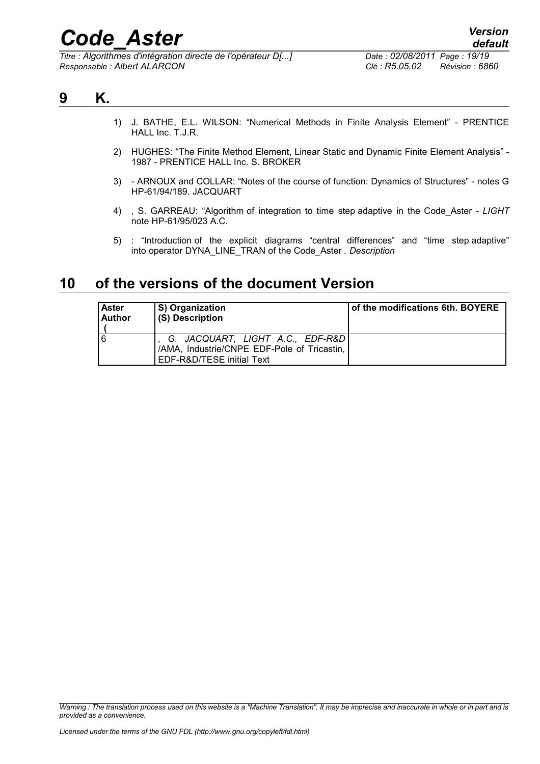## 9 K.

1) J. BATHE, E.L. WILSON: "Numerical Methods in Finite Analysis Element" - PRENTICE HALL Inc. T.J.R.

2) HUGHES: "The Finite Method Element, Linear Static and Dynamic Finite Element Analysis" - 1987 - PRENTICE HALL Inc. S. BROKER

3) - ARNOUX and COLLAR: "Notes of the course of function: Dynamics of Structures" - notes G HP-61/94/189. JACQUART

4) , S. GARREAU: "Algorithm of integration to time step adaptive in the Code_Aster - *LIGHT* note HP-61/95/023 A.C.

5) : "Introduction of the explicit diagrams "central differences" and "time step adaptive" into operator DYNA_LINE_TRAN of the Code_Aster . *Description*

## 10 of the versions of the document Version

| **Aster Author (** | **S) Organization (S) Description** | **of the modifications 6th. BOYERE** |
|---|---|---|
| 6 | *, G. JACQUART, LIGHT A.C., EDF-R&D* /AMA, Industrie/CNPE EDF-Pole of Tricastin, EDF-R&D/TESE initial Text | |